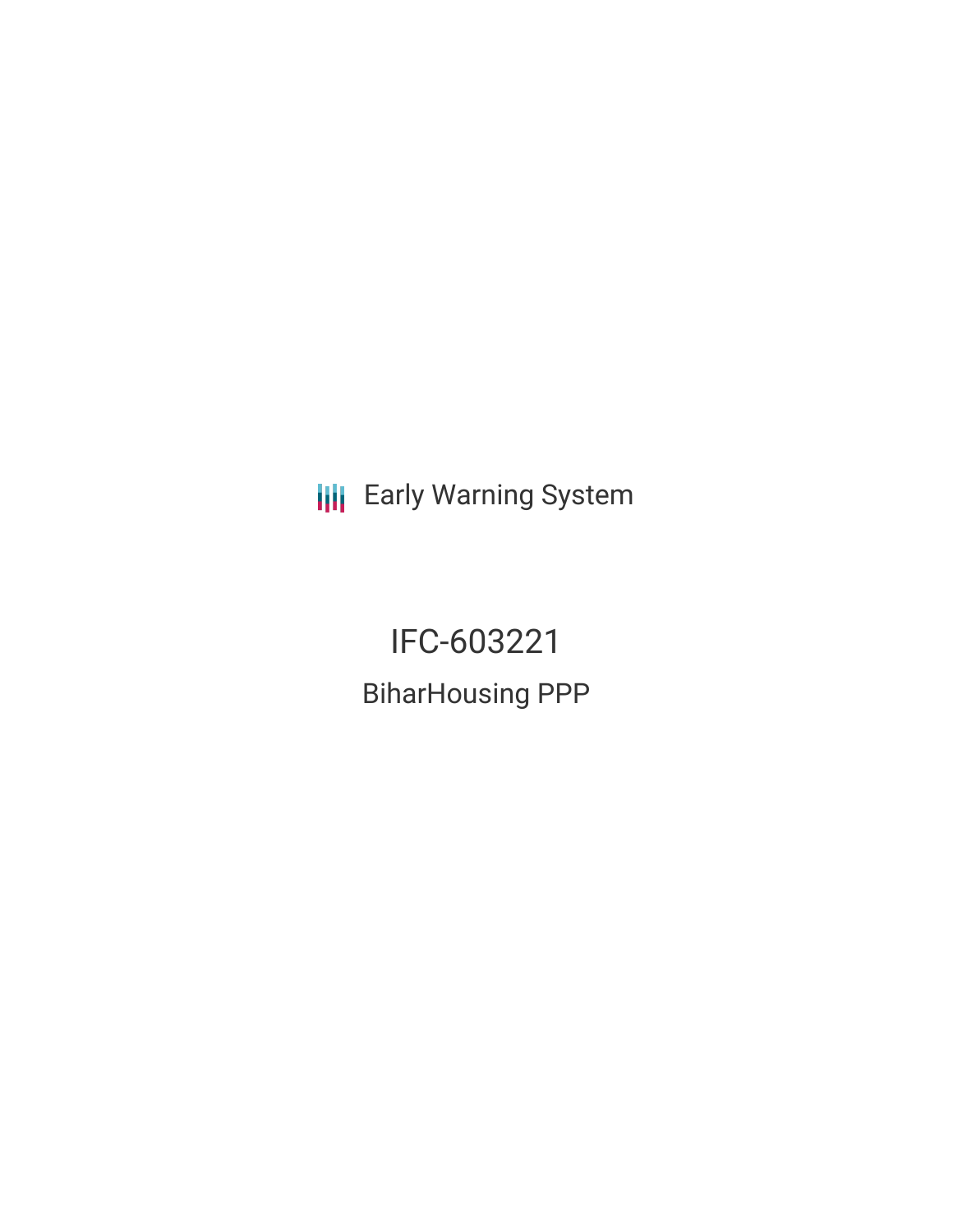Early Warning System

# IFC-603221

## BiharHousing PPP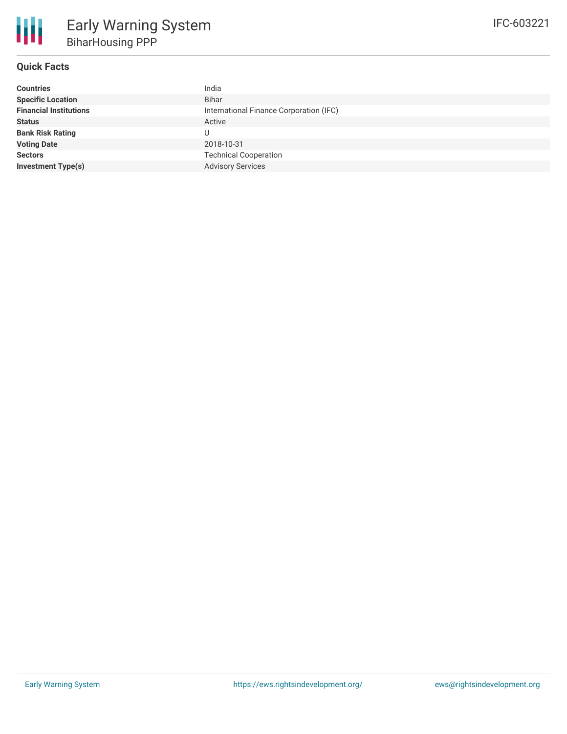# Early Warning System

## BiharHousing PPP

IFC-603221

### Quick Facts

| | |
|---|---|
| **Countries** | India |
| **Specific Location** | Bihar |
| **Financial Institutions** | International Finance Corporation (IFC) |
| **Status** | Active |
| **Bank Risk Rating** | U |
| **Voting Date** | 2018-10-31 |
| **Sectors** | Technical Cooperation |
| **Investment Type(s)** | Advisory Services |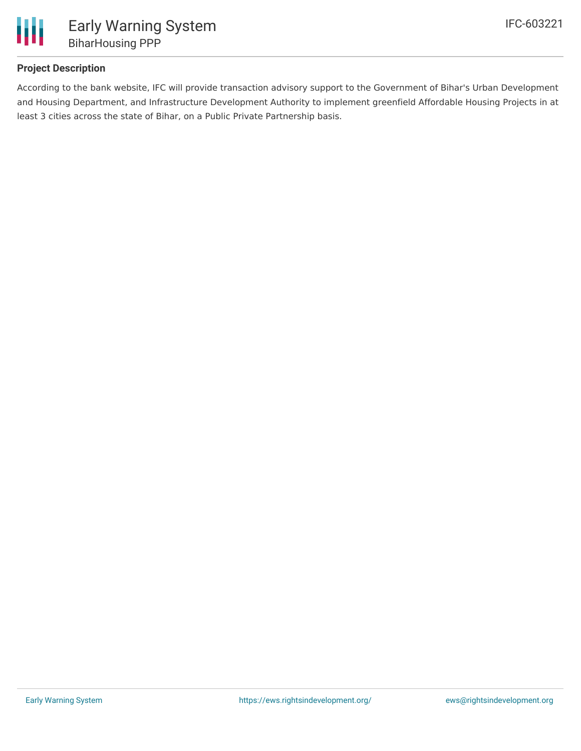## Project Description

According to the bank website, IFC will provide transaction advisory support to the Government of Bihar's Urban Development and Housing Department, and Infrastructure Development Authority to implement greenfield Affordable Housing Projects in at least 3 cities across the state of Bihar, on a Public Private Partnership basis.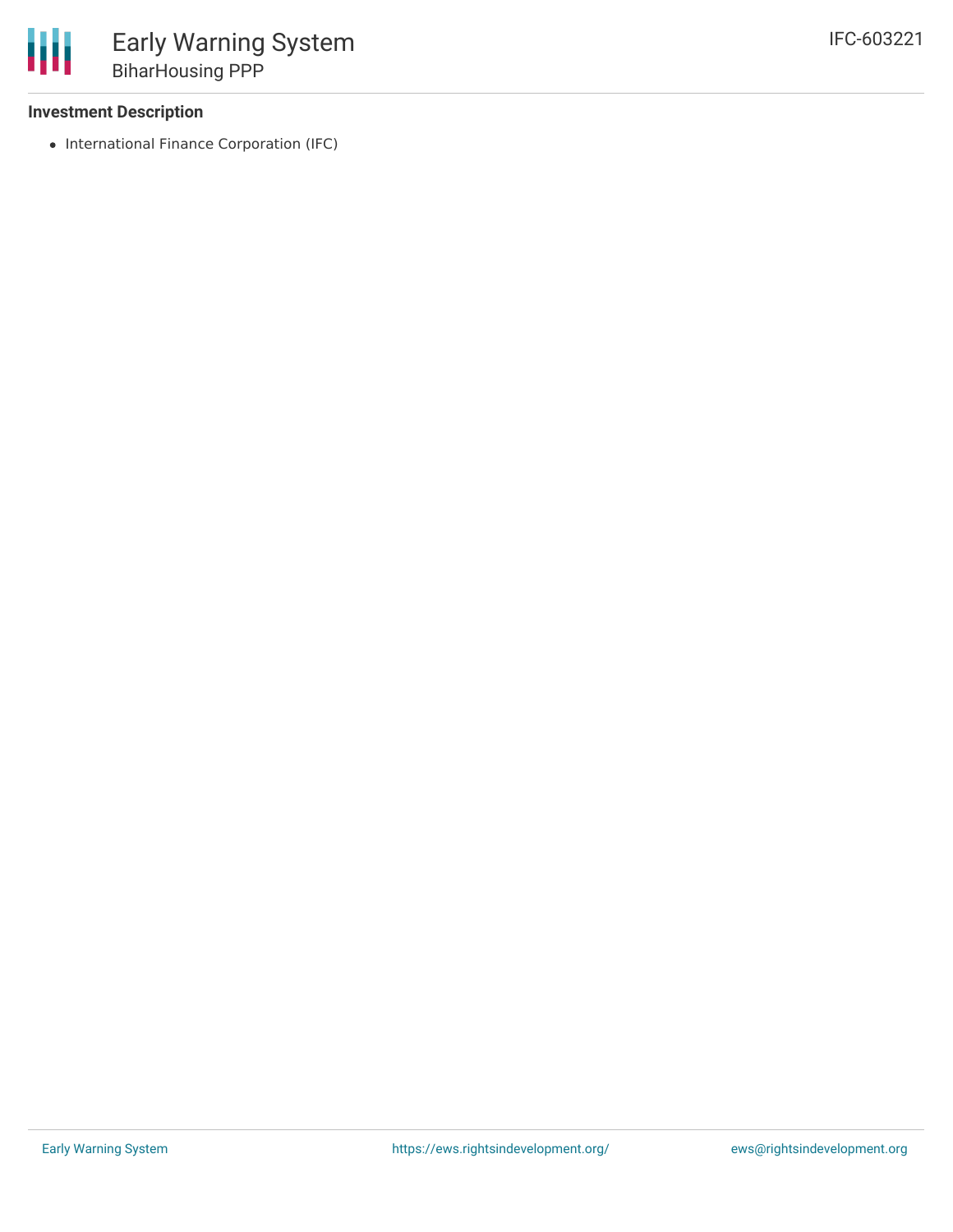### Investment Description

- International Finance Corporation (IFC)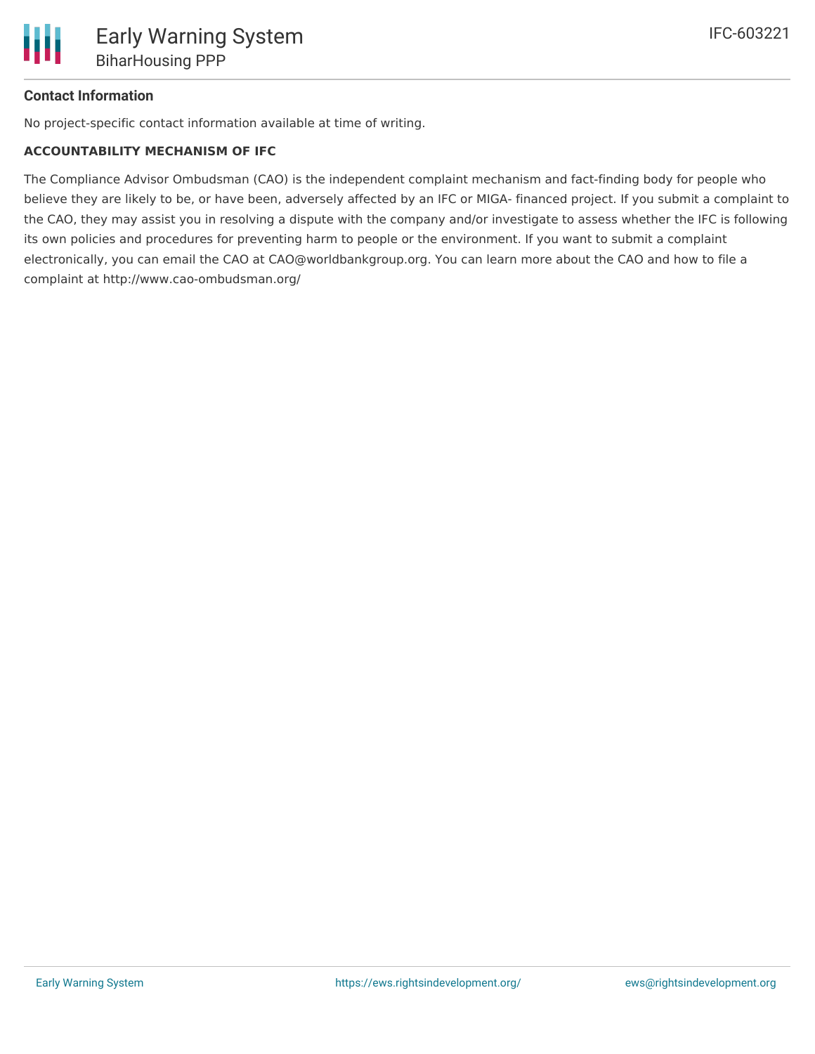**Contact Information**

No project-specific contact information available at time of writing.

**ACCOUNTABILITY MECHANISM OF IFC**

The Compliance Advisor Ombudsman (CAO) is the independent complaint mechanism and fact-finding body for people who believe they are likely to be, or have been, adversely affected by an IFC or MIGA- financed project. If you submit a complaint to the CAO, they may assist you in resolving a dispute with the company and/or investigate to assess whether the IFC is following its own policies and procedures for preventing harm to people or the environment. If you want to submit a complaint electronically, you can email the CAO at CAO@worldbankgroup.org. You can learn more about the CAO and how to file a complaint at http://www.cao-ombudsman.org/